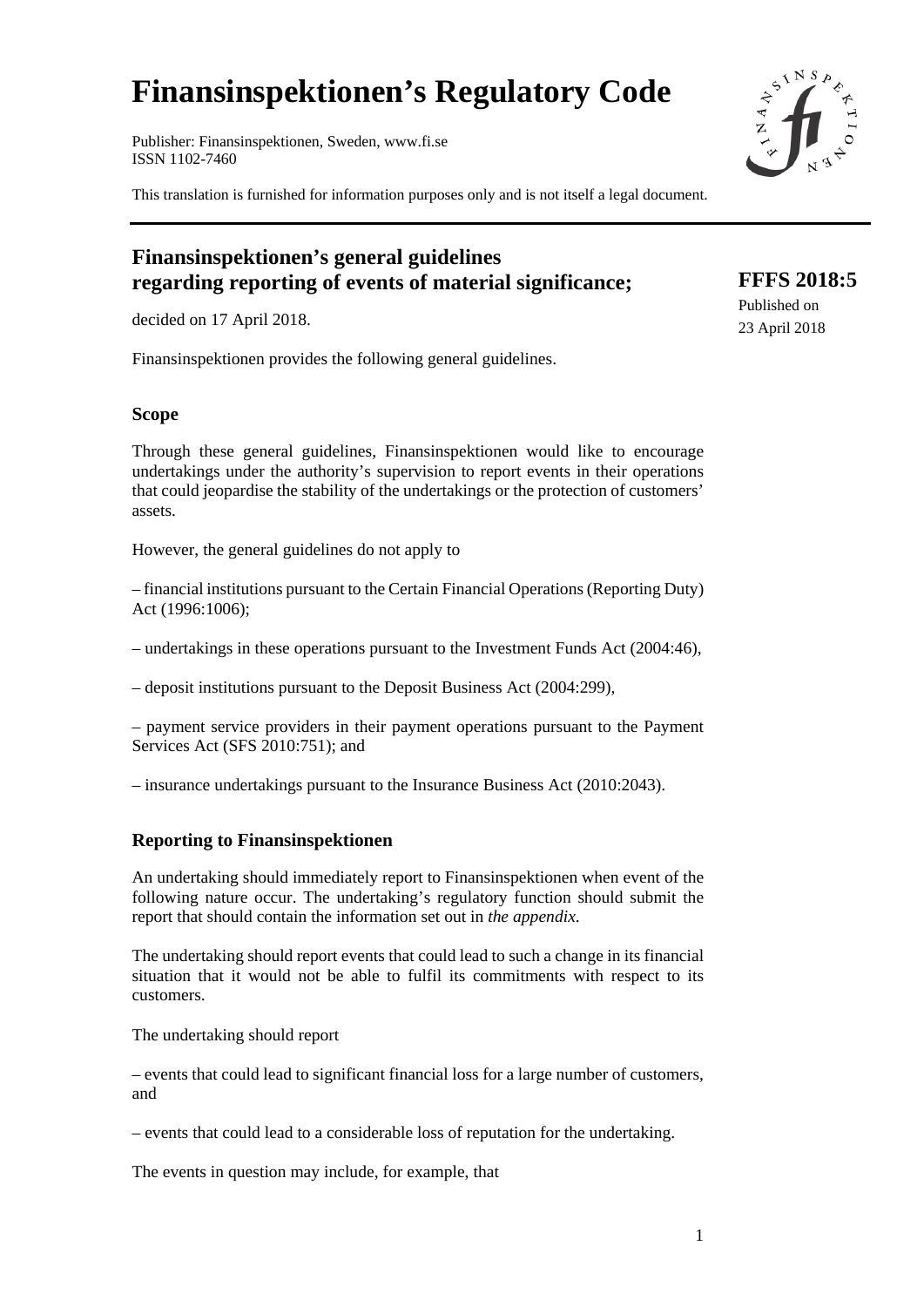# Finansinspektionen's Regulatory Code

Publisher: Finansinspektionen, Sweden, www.fi.se
ISSN 1102-7460

This translation is furnished for information purposes only and is not itself a legal document.

## Finansinspektionen's general guidelines regarding reporting of events of material significance;

**FFFS 2018:5**
Published on
23 April 2018

decided on 17 April 2018.

Finansinspektionen provides the following general guidelines.

### Scope

Through these general guidelines, Finansinspektionen would like to encourage undertakings under the authority's supervision to report events in their operations that could jeopardise the stability of the undertakings or the protection of customers' assets.

However, the general guidelines do not apply to

– financial institutions pursuant to the Certain Financial Operations (Reporting Duty) Act (1996:1006);

– undertakings in these operations pursuant to the Investment Funds Act (2004:46),

– deposit institutions pursuant to the Deposit Business Act (2004:299),

– payment service providers in their payment operations pursuant to the Payment Services Act (SFS 2010:751); and

– insurance undertakings pursuant to the Insurance Business Act (2010:2043).

### Reporting to Finansinspektionen

An undertaking should immediately report to Finansinspektionen when event of the following nature occur. The undertaking's regulatory function should submit the report that should contain the information set out in *the appendix*.

The undertaking should report events that could lead to such a change in its financial situation that it would not be able to fulfil its commitments with respect to its customers.

The undertaking should report

– events that could lead to significant financial loss for a large number of customers, and

– events that could lead to a considerable loss of reputation for the undertaking.

The events in question may include, for example, that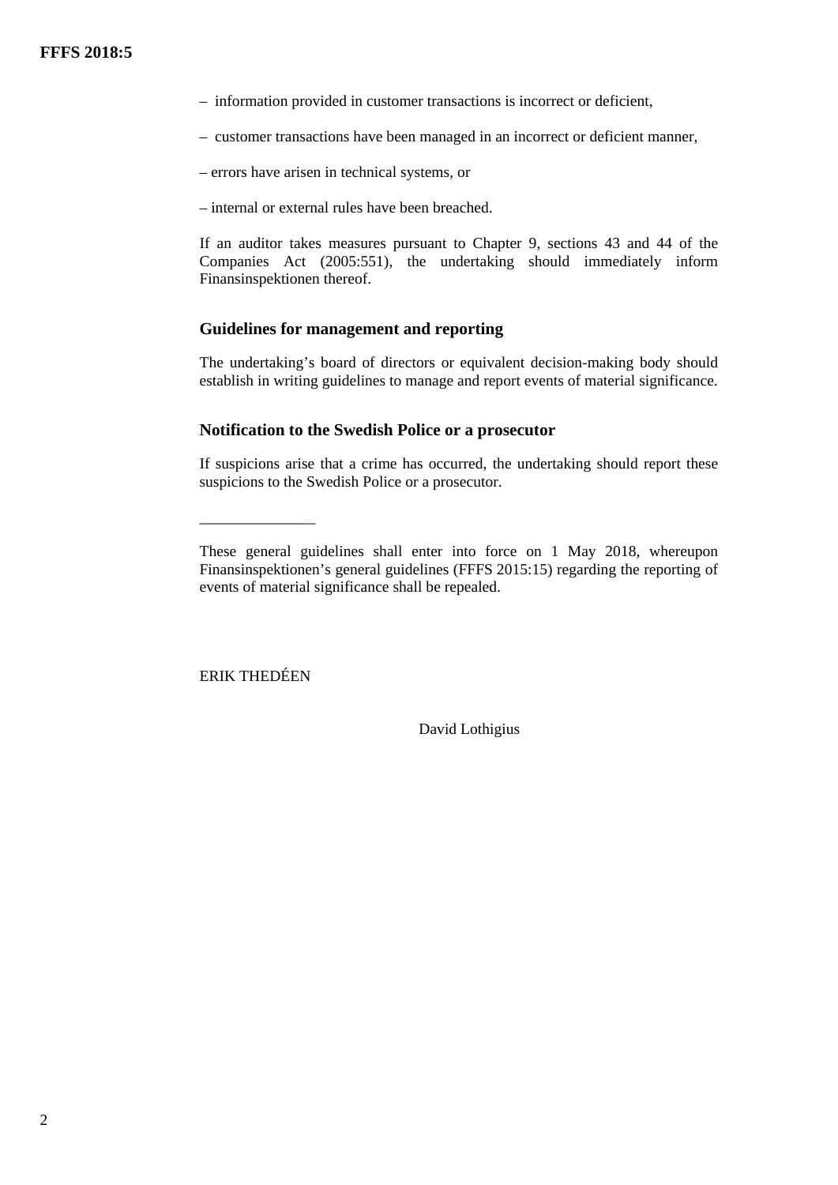– information provided in customer transactions is incorrect or deficient,

– customer transactions have been managed in an incorrect or deficient manner,

– errors have arisen in technical systems, or

– internal or external rules have been breached.

If an auditor takes measures pursuant to Chapter 9, sections 43 and 44 of the Companies Act (2005:551), the undertaking should immediately inform Finansinspektionen thereof.

### Guidelines for management and reporting

The undertaking's board of directors or equivalent decision-making body should establish in writing guidelines to manage and report events of material significance.

### Notification to the Swedish Police or a prosecutor

If suspicions arise that a crime has occurred, the undertaking should report these suspicions to the Swedish Police or a prosecutor.

\_\_\_\_\_\_\_\_\_\_\_\_\_\_\_

These general guidelines shall enter into force on 1 May 2018, whereupon Finansinspektionen's general guidelines (FFFS 2015:15) regarding the reporting of events of material significance shall be repealed.

ERIK THEDÉEN

David Lothigius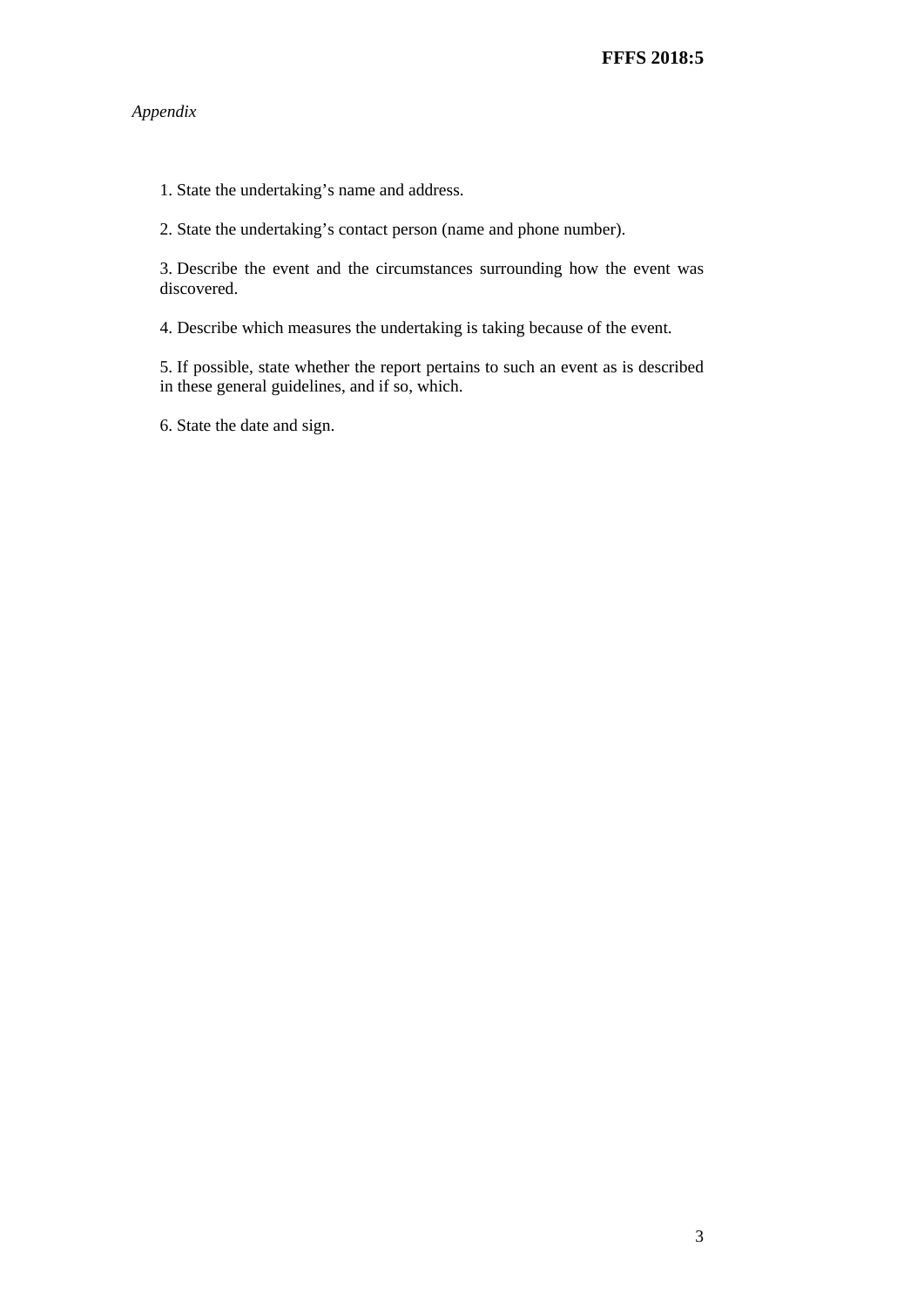*Appendix*

1. State the undertaking's name and address.

2. State the undertaking's contact person (name and phone number).

3. Describe the event and the circumstances surrounding how the event was discovered.

4. Describe which measures the undertaking is taking because of the event.

5. If possible, state whether the report pertains to such an event as is described in these general guidelines, and if so, which.

6. State the date and sign.